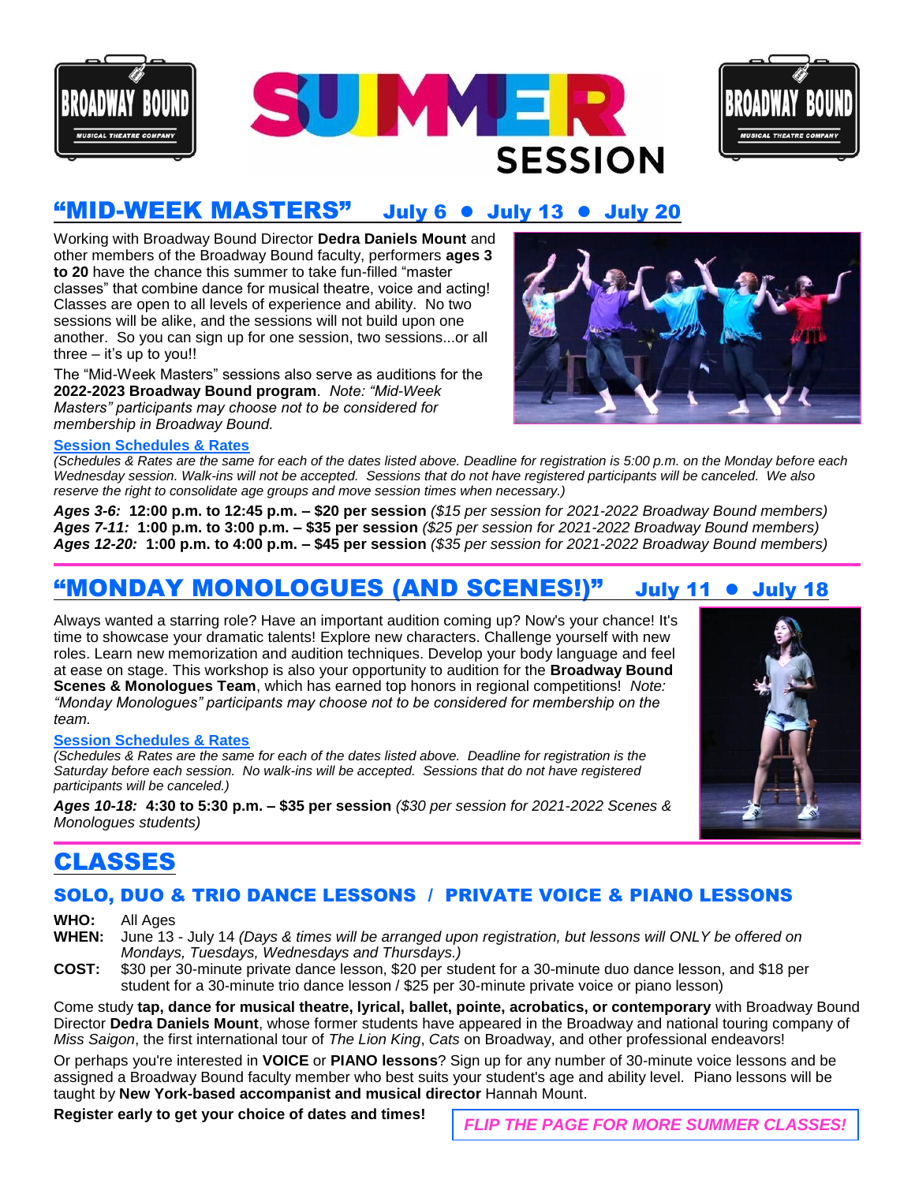# SUMMER SESSION

## "MID-WEEK MASTERS" July 6 ● July 13 ● July 20

Working with Broadway Bound Director **Dedra Daniels Mount** and other members of the Broadway Bound faculty, performers **ages 3 to 20** have the chance this summer to take fun-filled "master classes" that combine dance for musical theatre, voice and acting! Classes are open to all levels of experience and ability. No two sessions will be alike, and the sessions will not build upon one another. So you can sign up for one session, two sessions...or all three – it's up to you!!

The "Mid-Week Masters" sessions also serve as auditions for the **2022-2023 Broadway Bound program**. *Note: "Mid-Week Masters" participants may choose not to be considered for membership in Broadway Bound.*

**Session Schedules & Rates**

*(Schedules & Rates are the same for each of the dates listed above. Deadline for registration is 5:00 p.m. on the Monday before each Wednesday session. Walk-ins will not be accepted. Sessions that do not have registered participants will be canceled. We also reserve the right to consolidate age groups and move session times when necessary.)*

***Ages 3-6:*** **12:00 p.m. to 12:45 p.m. – $20 per session** *($15 per session for 2021-2022 Broadway Bound members)*
***Ages 7-11:*** **1:00 p.m. to 3:00 p.m. – $35 per session** *($25 per session for 2021-2022 Broadway Bound members)*
***Ages 12-20:*** **1:00 p.m. to 4:00 p.m. – $45 per session** *($35 per session for 2021-2022 Broadway Bound members)*

## "MONDAY MONOLOGUES (AND SCENES!)" July 11 ● July 18

Always wanted a starring role? Have an important audition coming up? Now's your chance! It's time to showcase your dramatic talents! Explore new characters. Challenge yourself with new roles. Learn new memorization and audition techniques. Develop your body language and feel at ease on stage. This workshop is also your opportunity to audition for the **Broadway Bound Scenes & Monologues Team**, which has earned top honors in regional competitions! *Note: "Monday Monologues" participants may choose not to be considered for membership on the team.*

**Session Schedules & Rates**

*(Schedules & Rates are the same for each of the dates listed above. Deadline for registration is the Saturday before each session. No walk-ins will be accepted. Sessions that do not have registered participants will be canceled.)*

***Ages 10-18:*** **4:30 to 5:30 p.m. – $35 per session** *($30 per session for 2021-2022 Scenes & Monologues students)*

## CLASSES

### SOLO, DUO & TRIO DANCE LESSONS / PRIVATE VOICE & PIANO LESSONS

**WHO:** All Ages
**WHEN:** June 13 - July 14 *(Days & times will be arranged upon registration, but lessons will ONLY be offered on Mondays, Tuesdays, Wednesdays and Thursdays.)*
**COST:** $30 per 30-minute private dance lesson, $20 per student for a 30-minute duo dance lesson, and $18 per student for a 30-minute trio dance lesson / $25 per 30-minute private voice or piano lesson)

Come study **tap, dance for musical theatre, lyrical, ballet, pointe, acrobatics, or contemporary** with Broadway Bound Director **Dedra Daniels Mount**, whose former students have appeared in the Broadway and national touring company of *Miss Saigon*, the first international tour of *The Lion King*, *Cats* on Broadway, and other professional endeavors!

Or perhaps you're interested in **VOICE** or **PIANO lessons**? Sign up for any number of 30-minute voice lessons and be assigned a Broadway Bound faculty member who best suits your student's age and ability level. Piano lessons will be taught by **New York-based accompanist and musical director** Hannah Mount.

**Register early to get your choice of dates and times!**

*FLIP THE PAGE FOR MORE SUMMER CLASSES!*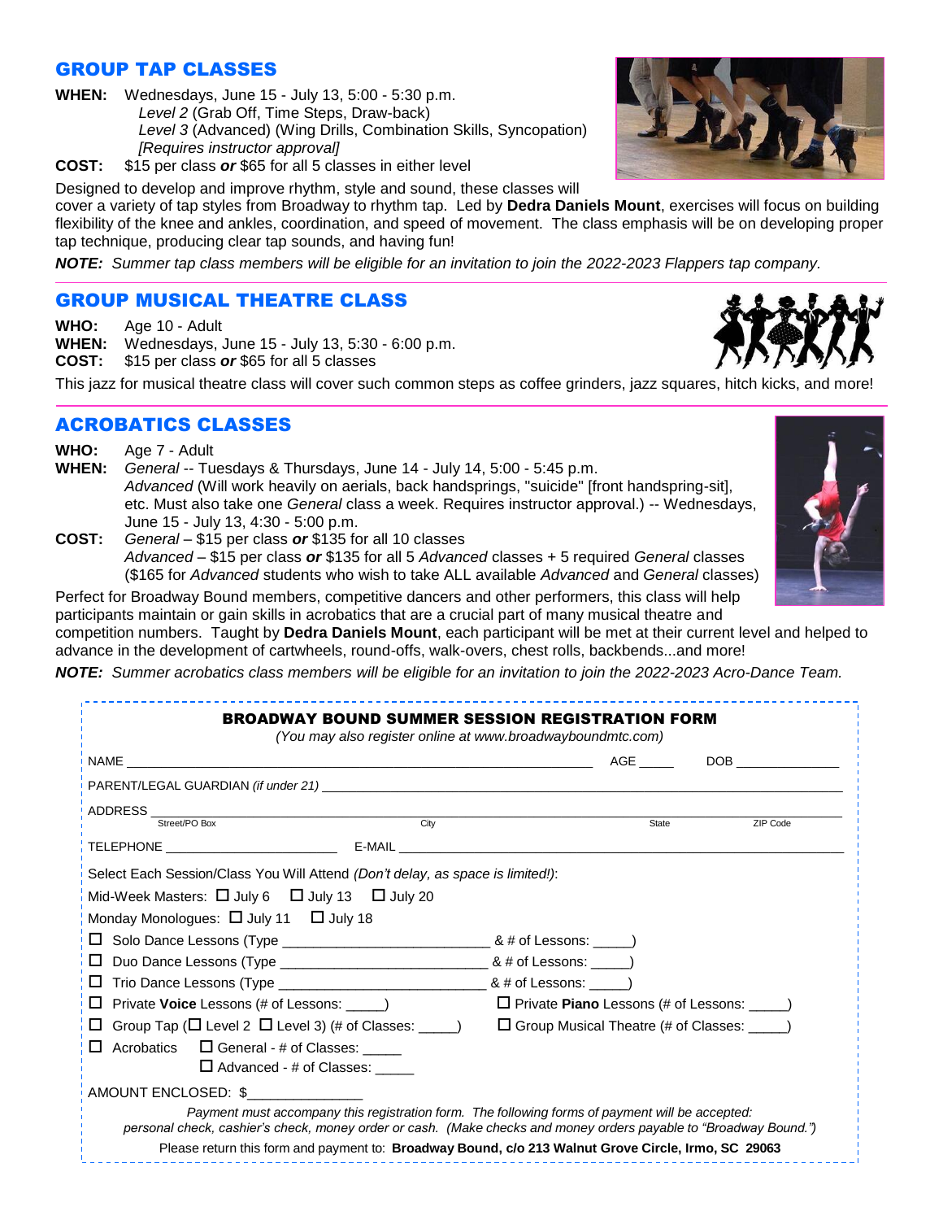## GROUP TAP CLASSES

**WHEN:** Wednesdays, June 15 - July 13, 5:00 - 5:30 p.m.
*Level 2* (Grab Off, Time Steps, Draw-back)
*Level 3* (Advanced) (Wing Drills, Combination Skills, Syncopation)
*[Requires instructor approval]*

**COST:** $15 per class ***or*** $65 for all 5 classes in either level

Designed to develop and improve rhythm, style and sound, these classes will cover a variety of tap styles from Broadway to rhythm tap. Led by **Dedra Daniels Mount**, exercises will focus on building flexibility of the knee and ankles, coordination, and speed of movement. The class emphasis will be on developing proper tap technique, producing clear tap sounds, and having fun!

***NOTE:*** *Summer tap class members will be eligible for an invitation to join the 2022-2023 Flappers tap company.*

## GROUP MUSICAL THEATRE CLASS

**WHO:** Age 10 - Adult
**WHEN:** Wednesdays, June 15 - July 13, 5:30 - 6:00 p.m.
**COST:** $15 per class ***or*** $65 for all 5 classes

This jazz for musical theatre class will cover such common steps as coffee grinders, jazz squares, hitch kicks, and more!

## ACROBATICS CLASSES

**WHO:** Age 7 - Adult
**WHEN:** *General* -- Tuesdays & Thursdays, June 14 - July 14, 5:00 - 5:45 p.m.
*Advanced* (Will work heavily on aerials, back handsprings, "suicide" [front handspring-sit], etc. Must also take one *General* class a week. Requires instructor approval.) -- Wednesdays, June 15 - July 13, 4:30 - 5:00 p.m.

**COST:** *General* – $15 per class ***or*** $135 for all 10 classes
*Advanced* – $15 per class ***or*** $135 for all 5 *Advanced* classes + 5 required *General* classes ($165 for *Advanced* students who wish to take ALL available *Advanced* and *General* classes)

Perfect for Broadway Bound members, competitive dancers and other performers, this class will help participants maintain or gain skills in acrobatics that are a crucial part of many musical theatre and competition numbers. Taught by **Dedra Daniels Mount**, each participant will be met at their current level and helped to advance in the development of cartwheels, round-offs, walk-overs, chest rolls, backbends...and more!

***NOTE:*** *Summer acrobatics class members will be eligible for an invitation to join the 2022-2023 Acro-Dance Team.*

---

## BROADWAY BOUND SUMMER SESSION REGISTRATION FORM

*(You may also register online at www.broadwayboundmtc.com)*

NAME ______________________________ AGE _____ DOB ______________

PARENT/LEGAL GUARDIAN *(if under 21)* ______________________________

ADDRESS ______________________________
Street/PO Box City State ZIP Code

TELEPHONE ______________________ E-MAIL ______________________________

Select Each Session/Class You Will Attend *(Don't delay, as space is limited!)*:

Mid-Week Masters: ☐ July 6 ☐ July 13 ☐ July 20

Monday Monologues: ☐ July 11 ☐ July 18

☐ Solo Dance Lessons (Type ______________________ & # of Lessons: _____)

☐ Duo Dance Lessons (Type ______________________ & # of Lessons: _____)

☐ Trio Dance Lessons (Type ______________________ & # of Lessons: _____)

☐ Private **Voice** Lessons (# of Lessons: _____) ☐ Private **Piano** Lessons (# of Lessons: _____)

☐ Group Tap (☐ Level 2 ☐ Level 3) (# of Classes: _____) ☐ Group Musical Theatre (# of Classes: _____)

☐ Acrobatics ☐ General - # of Classes: _____
☐ Advanced - # of Classes: _____

AMOUNT ENCLOSED: $______________

*Payment must accompany this registration form. The following forms of payment will be accepted: personal check, cashier's check, money order or cash. (Make checks and money orders payable to "Broadway Bound.")*

Please return this form and payment to: **Broadway Bound, c/o 213 Walnut Grove Circle, Irmo, SC 29063**